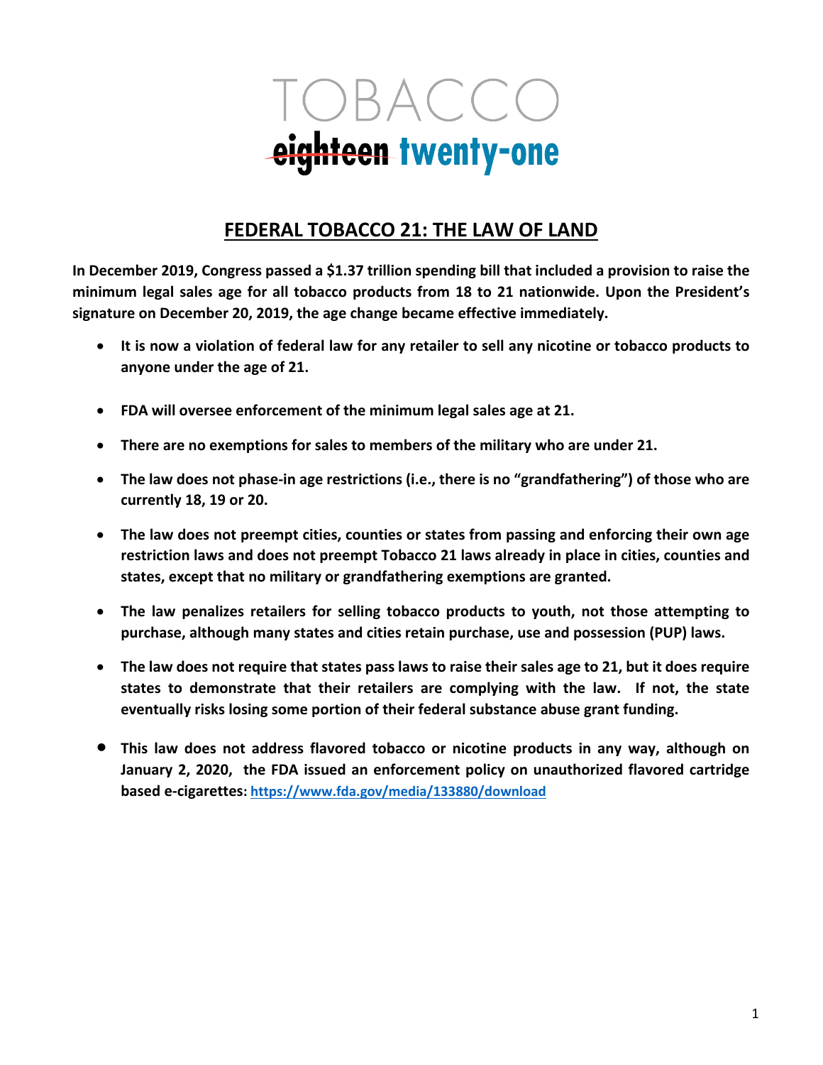# TOBACCO ~~eighteen~~ twenty-one

## FEDERAL TOBACCO 21: THE LAW OF LAND

**In December 2019, Congress passed a $1.37 trillion spending bill that included a provision to raise the minimum legal sales age for all tobacco products from 18 to 21 nationwide. Upon the President's signature on December 20, 2019, the age change became effective immediately.**

- **It is now a violation of federal law for any retailer to sell any nicotine or tobacco products to anyone under the age of 21.**
- **FDA will oversee enforcement of the minimum legal sales age at 21.**
- **There are no exemptions for sales to members of the military who are under 21.**
- **The law does not phase-in age restrictions (i.e., there is no "grandfathering") of those who are currently 18, 19 or 20.**
- **The law does not preempt cities, counties or states from passing and enforcing their own age restriction laws and does not preempt Tobacco 21 laws already in place in cities, counties and states, except that no military or grandfathering exemptions are granted.**
- **The law penalizes retailers for selling tobacco products to youth, not those attempting to purchase, although many states and cities retain purchase, use and possession (PUP) laws.**
- **The law does not require that states pass laws to raise their sales age to 21, but it does require states to demonstrate that their retailers are complying with the law. If not, the state eventually risks losing some portion of their federal substance abuse grant funding.**
- **This law does not address flavored tobacco or nicotine products in any way, although on January 2, 2020, the FDA issued an enforcement policy on unauthorized flavored cartridge based e-cigarettes: https://www.fda.gov/media/133880/download**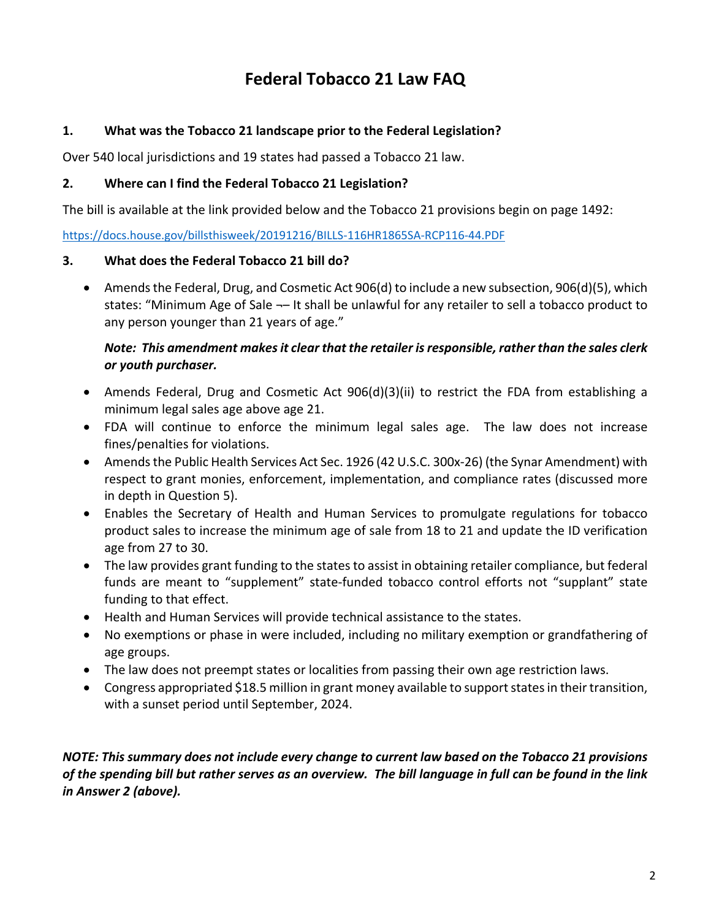# Federal Tobacco 21 Law FAQ

**1. What was the Tobacco 21 landscape prior to the Federal Legislation?**

Over 540 local jurisdictions and 19 states had passed a Tobacco 21 law.

**2. Where can I find the Federal Tobacco 21 Legislation?**

The bill is available at the link provided below and the Tobacco 21 provisions begin on page 1492:

https://docs.house.gov/billsthisweek/20191216/BILLS-116HR1865SA-RCP116-44.PDF

**3. What does the Federal Tobacco 21 bill do?**

- Amends the Federal, Drug, and Cosmetic Act 906(d) to include a new subsection, 906(d)(5), which states: "Minimum Age of Sale ¬– It shall be unlawful for any retailer to sell a tobacco product to any person younger than 21 years of age."

  ***Note: This amendment makes it clear that the retailer is responsible, rather than the sales clerk or youth purchaser.***

- Amends Federal, Drug and Cosmetic Act 906(d)(3)(ii) to restrict the FDA from establishing a minimum legal sales age above age 21.
- FDA will continue to enforce the minimum legal sales age. The law does not increase fines/penalties for violations.
- Amends the Public Health Services Act Sec. 1926 (42 U.S.C. 300x-26) (the Synar Amendment) with respect to grant monies, enforcement, implementation, and compliance rates (discussed more in depth in Question 5).
- Enables the Secretary of Health and Human Services to promulgate regulations for tobacco product sales to increase the minimum age of sale from 18 to 21 and update the ID verification age from 27 to 30.
- The law provides grant funding to the states to assist in obtaining retailer compliance, but federal funds are meant to "supplement" state-funded tobacco control efforts not "supplant" state funding to that effect.
- Health and Human Services will provide technical assistance to the states.
- No exemptions or phase in were included, including no military exemption or grandfathering of age groups.
- The law does not preempt states or localities from passing their own age restriction laws.
- Congress appropriated $18.5 million in grant money available to support states in their transition, with a sunset period until September, 2024.

***NOTE: This summary does not include every change to current law based on the Tobacco 21 provisions of the spending bill but rather serves as an overview. The bill language in full can be found in the link in Answer 2 (above).***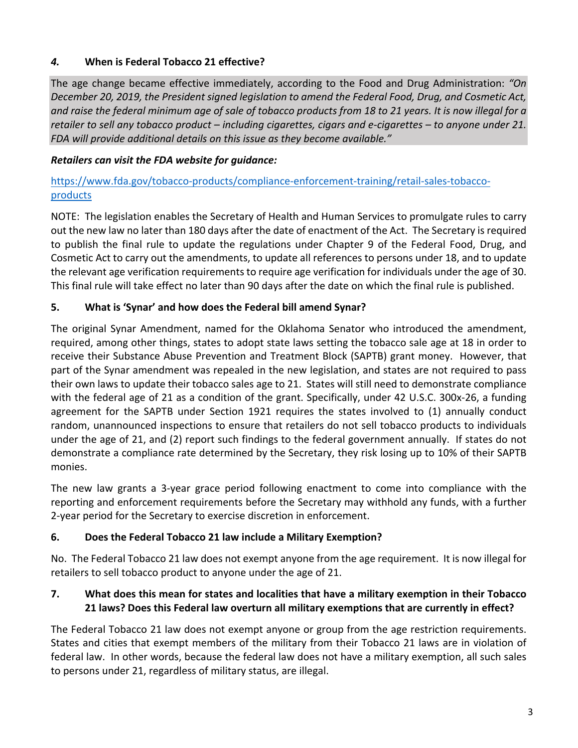### *4.* **When is Federal Tobacco 21 effective?**

The age change became effective immediately, according to the Food and Drug Administration: *"On December 20, 2019, the President signed legislation to amend the Federal Food, Drug, and Cosmetic Act, and raise the federal minimum age of sale of tobacco products from 18 to 21 years. It is now illegal for a retailer to sell any tobacco product – including cigarettes, cigars and e-cigarettes – to anyone under 21. FDA will provide additional details on this issue as they become available."*

***Retailers can visit the FDA website for guidance:***

[https://www.fda.gov/tobacco-products/compliance-enforcement-training/retail-sales-tobacco-products](https://www.fda.gov/tobacco-products/compliance-enforcement-training/retail-sales-tobacco-products)

NOTE: The legislation enables the Secretary of Health and Human Services to promulgate rules to carry out the new law no later than 180 days after the date of enactment of the Act. The Secretary is required to publish the final rule to update the regulations under Chapter 9 of the Federal Food, Drug, and Cosmetic Act to carry out the amendments, to update all references to persons under 18, and to update the relevant age verification requirements to require age verification for individuals under the age of 30. This final rule will take effect no later than 90 days after the date on which the final rule is published.

### **5. What is 'Synar' and how does the Federal bill amend Synar?**

The original Synar Amendment, named for the Oklahoma Senator who introduced the amendment, required, among other things, states to adopt state laws setting the tobacco sale age at 18 in order to receive their Substance Abuse Prevention and Treatment Block (SAPTB) grant money. However, that part of the Synar amendment was repealed in the new legislation, and states are not required to pass their own laws to update their tobacco sales age to 21. States will still need to demonstrate compliance with the federal age of 21 as a condition of the grant. Specifically, under 42 U.S.C. 300x-26, a funding agreement for the SAPTB under Section 1921 requires the states involved to (1) annually conduct random, unannounced inspections to ensure that retailers do not sell tobacco products to individuals under the age of 21, and (2) report such findings to the federal government annually. If states do not demonstrate a compliance rate determined by the Secretary, they risk losing up to 10% of their SAPTB monies.

The new law grants a 3-year grace period following enactment to come into compliance with the reporting and enforcement requirements before the Secretary may withhold any funds, with a further 2-year period for the Secretary to exercise discretion in enforcement.

### **6. Does the Federal Tobacco 21 law include a Military Exemption?**

No. The Federal Tobacco 21 law does not exempt anyone from the age requirement. It is now illegal for retailers to sell tobacco product to anyone under the age of 21.

### **7. What does this mean for states and localities that have a military exemption in their Tobacco 21 laws? Does this Federal law overturn all military exemptions that are currently in effect?**

The Federal Tobacco 21 law does not exempt anyone or group from the age restriction requirements. States and cities that exempt members of the military from their Tobacco 21 laws are in violation of federal law. In other words, because the federal law does not have a military exemption, all such sales to persons under 21, regardless of military status, are illegal.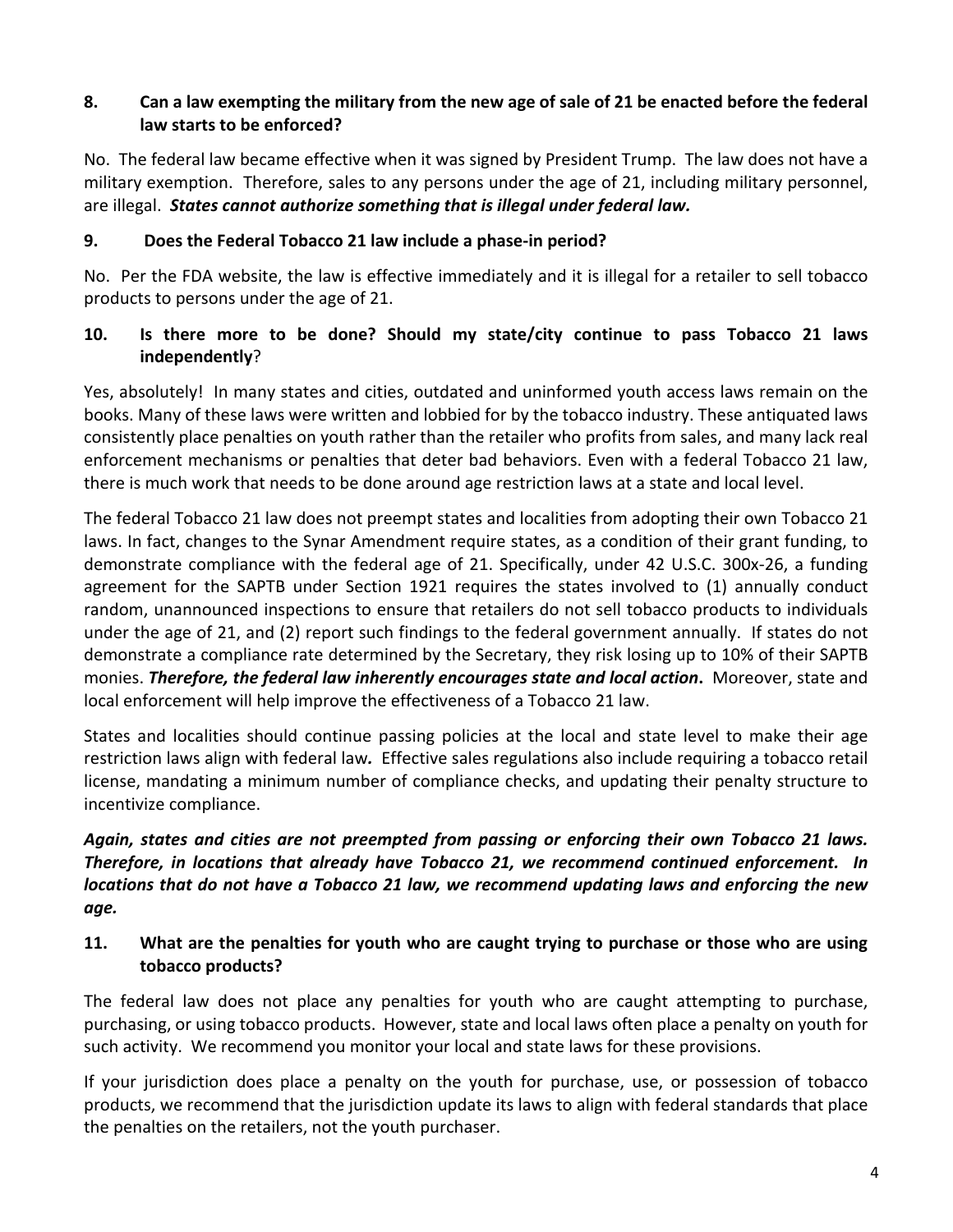### 8. Can a law exempting the military from the new age of sale of 21 be enacted before the federal law starts to be enforced?

No. The federal law became effective when it was signed by President Trump. The law does not have a military exemption. Therefore, sales to any persons under the age of 21, including military personnel, are illegal. ***States cannot authorize something that is illegal under federal law.***

### 9. Does the Federal Tobacco 21 law include a phase-in period?

No. Per the FDA website, the law is effective immediately and it is illegal for a retailer to sell tobacco products to persons under the age of 21.

### 10. Is there more to be done? Should my state/city continue to pass Tobacco 21 laws independently?

Yes, absolutely! In many states and cities, outdated and uninformed youth access laws remain on the books. Many of these laws were written and lobbied for by the tobacco industry. These antiquated laws consistently place penalties on youth rather than the retailer who profits from sales, and many lack real enforcement mechanisms or penalties that deter bad behaviors. Even with a federal Tobacco 21 law, there is much work that needs to be done around age restriction laws at a state and local level.

The federal Tobacco 21 law does not preempt states and localities from adopting their own Tobacco 21 laws. In fact, changes to the Synar Amendment require states, as a condition of their grant funding, to demonstrate compliance with the federal age of 21. Specifically, under 42 U.S.C. 300x-26, a funding agreement for the SAPTB under Section 1921 requires the states involved to (1) annually conduct random, unannounced inspections to ensure that retailers do not sell tobacco products to individuals under the age of 21, and (2) report such findings to the federal government annually. If states do not demonstrate a compliance rate determined by the Secretary, they risk losing up to 10% of their SAPTB monies. ***Therefore, the federal law inherently encourages state and local action.*** Moreover, state and local enforcement will help improve the effectiveness of a Tobacco 21 law.

States and localities should continue passing policies at the local and state level to make their age restriction laws align with federal law. Effective sales regulations also include requiring a tobacco retail license, mandating a minimum number of compliance checks, and updating their penalty structure to incentivize compliance.

***Again, states and cities are not preempted from passing or enforcing their own Tobacco 21 laws. Therefore, in locations that already have Tobacco 21, we recommend continued enforcement. In locations that do not have a Tobacco 21 law, we recommend updating laws and enforcing the new age.***

### 11. What are the penalties for youth who are caught trying to purchase or those who are using tobacco products?

The federal law does not place any penalties for youth who are caught attempting to purchase, purchasing, or using tobacco products. However, state and local laws often place a penalty on youth for such activity. We recommend you monitor your local and state laws for these provisions.

If your jurisdiction does place a penalty on the youth for purchase, use, or possession of tobacco products, we recommend that the jurisdiction update its laws to align with federal standards that place the penalties on the retailers, not the youth purchaser.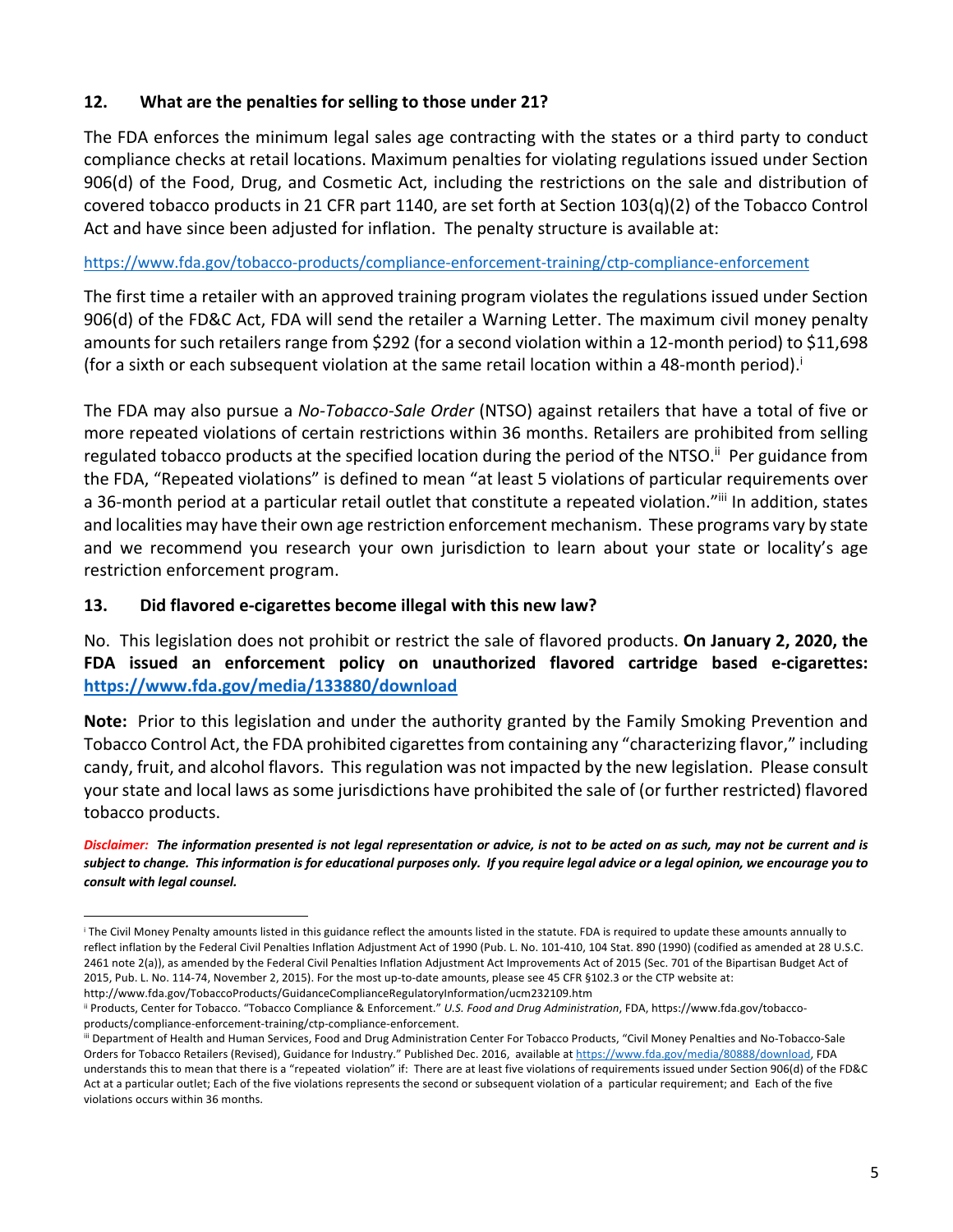### 12. What are the penalties for selling to those under 21?

The FDA enforces the minimum legal sales age contracting with the states or a third party to conduct compliance checks at retail locations. Maximum penalties for violating regulations issued under Section 906(d) of the Food, Drug, and Cosmetic Act, including the restrictions on the sale and distribution of covered tobacco products in 21 CFR part 1140, are set forth at Section 103(q)(2) of the Tobacco Control Act and have since been adjusted for inflation. The penalty structure is available at:

https://www.fda.gov/tobacco-products/compliance-enforcement-training/ctp-compliance-enforcement

The first time a retailer with an approved training program violates the regulations issued under Section 906(d) of the FD&C Act, FDA will send the retailer a Warning Letter. The maximum civil money penalty amounts for such retailers range from $292 (for a second violation within a 12-month period) to $11,698 (for a sixth or each subsequent violation at the same retail location within a 48-month period).[i]

The FDA may also pursue a *No-Tobacco-Sale Order* (NTSO) against retailers that have a total of five or more repeated violations of certain restrictions within 36 months. Retailers are prohibited from selling regulated tobacco products at the specified location during the period of the NTSO.[ii] Per guidance from the FDA, "Repeated violations" is defined to mean "at least 5 violations of particular requirements over a 36-month period at a particular retail outlet that constitute a repeated violation."[iii] In addition, states and localities may have their own age restriction enforcement mechanism. These programs vary by state and we recommend you research your own jurisdiction to learn about your state or locality's age restriction enforcement program.

### 13. Did flavored e-cigarettes become illegal with this new law?

No. This legislation does not prohibit or restrict the sale of flavored products. **On January 2, 2020, the FDA issued an enforcement policy on unauthorized flavored cartridge based e-cigarettes: https://www.fda.gov/media/133880/download**

**Note:** Prior to this legislation and under the authority granted by the Family Smoking Prevention and Tobacco Control Act, the FDA prohibited cigarettes from containing any "characterizing flavor," including candy, fruit, and alcohol flavors. This regulation was not impacted by the new legislation. Please consult your state and local laws as some jurisdictions have prohibited the sale of (or further restricted) flavored tobacco products.

***Disclaimer:* *The information presented is not legal representation or advice, is not to be acted on as such, may not be current and is subject to change. This information is for educational purposes only. If you require legal advice or a legal opinion, we encourage you to consult with legal counsel.***

---

[i] The Civil Money Penalty amounts listed in this guidance reflect the amounts listed in the statute. FDA is required to update these amounts annually to reflect inflation by the Federal Civil Penalties Inflation Adjustment Act of 1990 (Pub. L. No. 101-410, 104 Stat. 890 (1990) (codified as amended at 28 U.S.C. 2461 note 2(a)), as amended by the Federal Civil Penalties Inflation Adjustment Act Improvements Act of 2015 (Sec. 701 of the Bipartisan Budget Act of 2015, Pub. L. No. 114-74, November 2, 2015). For the most up-to-date amounts, please see 45 CFR §102.3 or the CTP website at: http://www.fda.gov/TobaccoProducts/GuidanceComplianceRegulatoryInformation/ucm232109.htm

[ii] Products, Center for Tobacco. "Tobacco Compliance & Enforcement." *U.S. Food and Drug Administration*, FDA, https://www.fda.gov/tobacco-products/compliance-enforcement-training/ctp-compliance-enforcement.

[iii] Department of Health and Human Services, Food and Drug Administration Center For Tobacco Products, "Civil Money Penalties and No-Tobacco-Sale Orders for Tobacco Retailers (Revised), Guidance for Industry." Published Dec. 2016, available at https://www.fda.gov/media/80888/download, FDA understands this to mean that there is a "repeated violation" if: There are at least five violations of requirements issued under Section 906(d) of the FD&C Act at a particular outlet; Each of the five violations represents the second or subsequent violation of a particular requirement; and Each of the five violations occurs within 36 months.